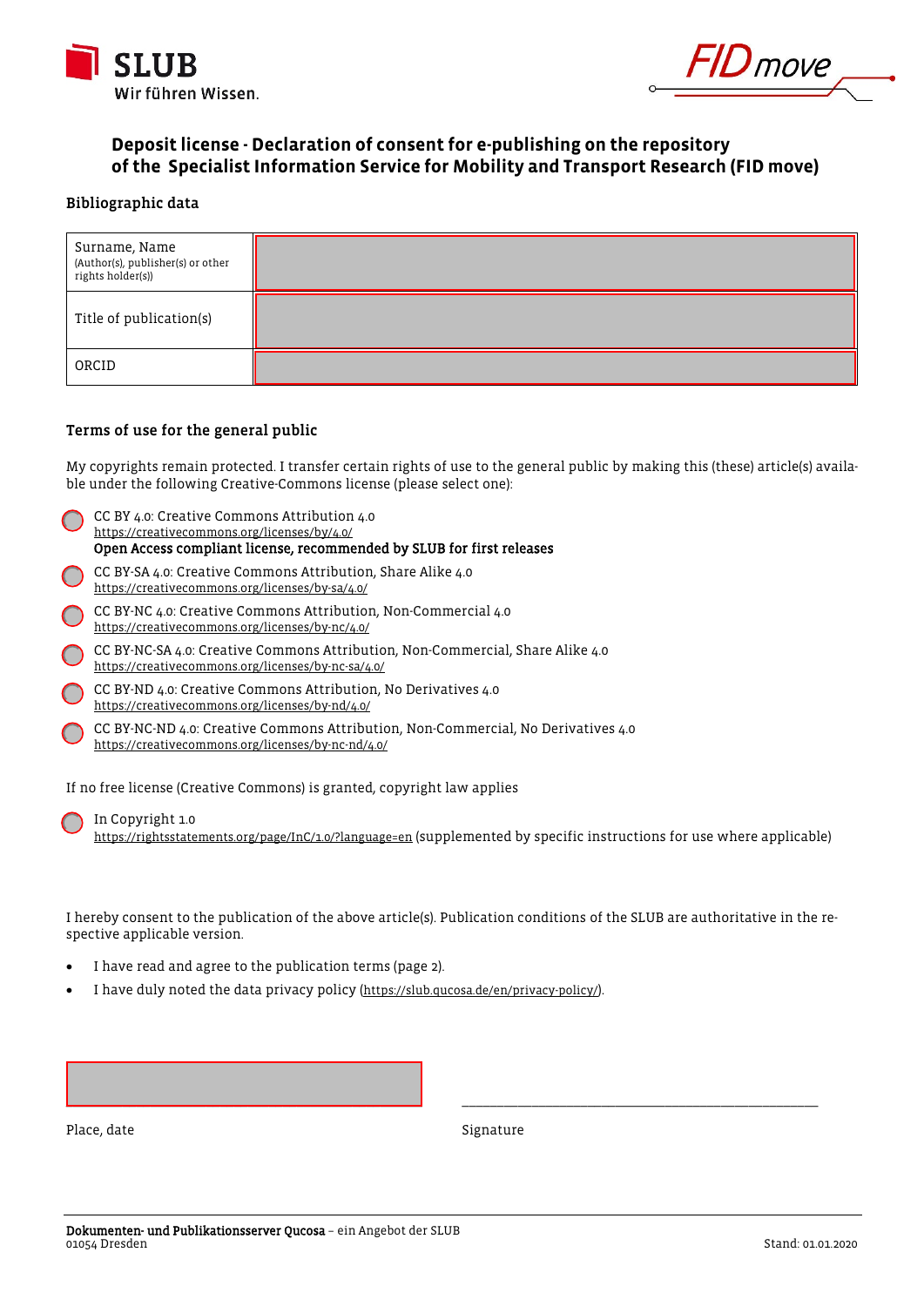SLUB
Wir führen Wissen.

FID move

# Deposit license - Declaration of consent for e-publishing on the repository of the Specialist Information Service for Mobility and Transport Research (FID move)

## Bibliographic data

| | |
|---|---|
| Surname, Name (Author(s), publisher(s) or other rights holder(s)) | |
| Title of publication(s) | |
| ORCID | |

## Terms of use for the general public

My copyrights remain protected. I transfer certain rights of use to the general public by making this (these) article(s) available under the following Creative-Commons license (please select one):

- ◯ CC BY 4.0: Creative Commons Attribution 4.0
  https://creativecommons.org/licenses/by/4.0/
  **Open Access compliant license, recommended by SLUB for first releases**
- ◯ CC BY-SA 4.0: Creative Commons Attribution, Share Alike 4.0
  https://creativecommons.org/licenses/by-sa/4.0/
- ◯ CC BY-NC 4.0: Creative Commons Attribution, Non-Commercial 4.0
  https://creativecommons.org/licenses/by-nc/4.0/
- ◯ CC BY-NC-SA 4.0: Creative Commons Attribution, Non-Commercial, Share Alike 4.0
  https://creativecommons.org/licenses/by-nc-sa/4.0/
- ◯ CC BY-ND 4.0: Creative Commons Attribution, No Derivatives 4.0
  https://creativecommons.org/licenses/by-nd/4.0/
- ◯ CC BY-NC-ND 4.0: Creative Commons Attribution, Non-Commercial, No Derivatives 4.0
  https://creativecommons.org/licenses/by-nc-nd/4.0/

If no free license (Creative Commons) is granted, copyright law applies

- ◯ In Copyright 1.0
  https://rightsstatements.org/page/InC/1.0/?language=en (supplemented by specific instructions for use where applicable)

I hereby consent to the publication of the above article(s). Publication conditions of the SLUB are authoritative in the respective applicable version.

- I have read and agree to the publication terms (page 2).
- I have duly noted the data privacy policy (https://slub.qucosa.de/en/privacy-policy/).

Place, date

_______________________________________
Signature

**Dokumenten- und Publikationsserver Qucosa** – ein Angebot der SLUB
01054 Dresden

Stand: 01.01.2020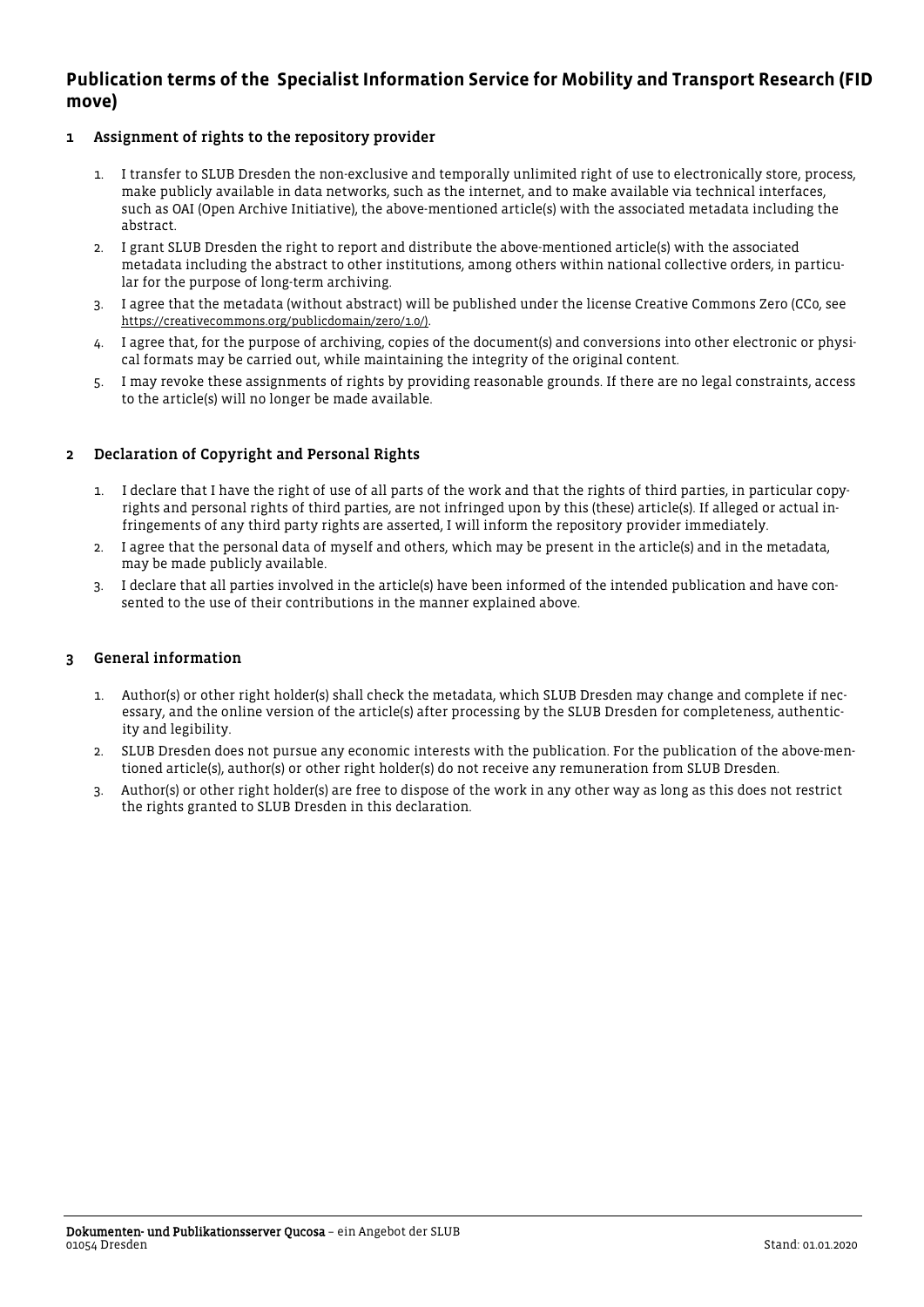# Publication terms of the Specialist Information Service for Mobility and Transport Research (FID move)

## 1 Assignment of rights to the repository provider

1. I transfer to SLUB Dresden the non-exclusive and temporally unlimited right of use to electronically store, process, make publicly available in data networks, such as the internet, and to make available via technical interfaces, such as OAI (Open Archive Initiative), the above-mentioned article(s) with the associated metadata including the abstract.
2. I grant SLUB Dresden the right to report and distribute the above-mentioned article(s) with the associated metadata including the abstract to other institutions, among others within national collective orders, in particular for the purpose of long-term archiving.
3. I agree that the metadata (without abstract) will be published under the license Creative Commons Zero (CC0, see https://creativecommons.org/publicdomain/zero/1.0/).
4. I agree that, for the purpose of archiving, copies of the document(s) and conversions into other electronic or physical formats may be carried out, while maintaining the integrity of the original content.
5. I may revoke these assignments of rights by providing reasonable grounds. If there are no legal constraints, access to the article(s) will no longer be made available.

## 2 Declaration of Copyright and Personal Rights

1. I declare that I have the right of use of all parts of the work and that the rights of third parties, in particular copyrights and personal rights of third parties, are not infringed upon by this (these) article(s). If alleged or actual infringements of any third party rights are asserted, I will inform the repository provider immediately.
2. I agree that the personal data of myself and others, which may be present in the article(s) and in the metadata, may be made publicly available.
3. I declare that all parties involved in the article(s) have been informed of the intended publication and have consented to the use of their contributions in the manner explained above.

## 3 General information

1. Author(s) or other right holder(s) shall check the metadata, which SLUB Dresden may change and complete if necessary, and the online version of the article(s) after processing by the SLUB Dresden for completeness, authenticity and legibility.
2. SLUB Dresden does not pursue any economic interests with the publication. For the publication of the above-mentioned article(s), author(s) or other right holder(s) do not receive any remuneration from SLUB Dresden.
3. Author(s) or other right holder(s) are free to dispose of the work in any other way as long as this does not restrict the rights granted to SLUB Dresden in this declaration.